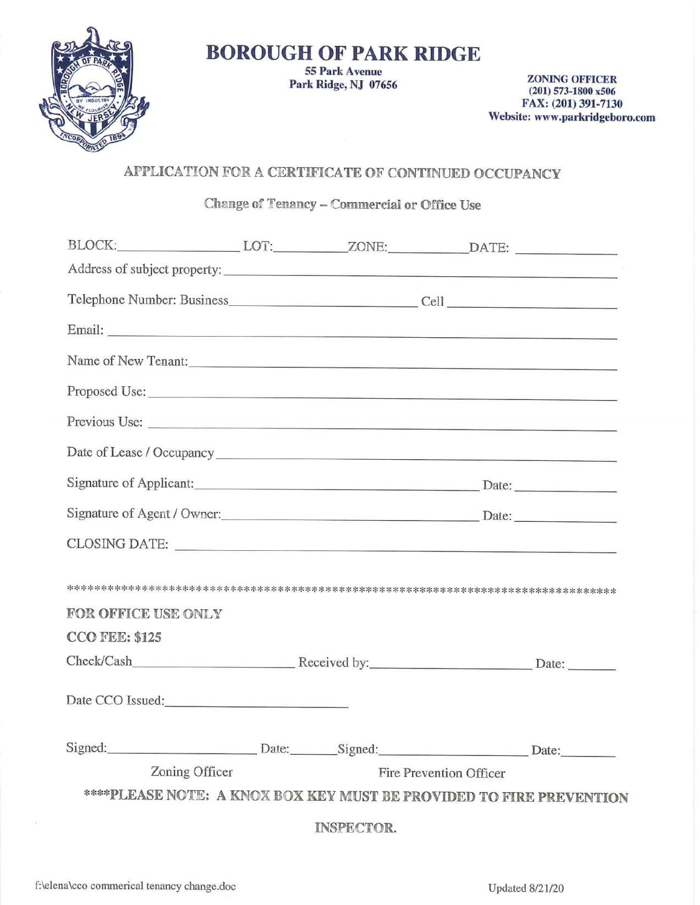# BOROUGH OF PARK RIDGE

**55 Park Avenue**
**Park Ridge, NJ 07656**

**ZONING OFFICER**
**(201) 573-1800 x506**
**FAX: (201) 391-7130**
**Website: www.parkridgeboro.com**

## APPLICATION FOR A CERTIFICATE OF CONTINUED OCCUPANCY

### Change of Tenancy – Commercial or Office Use

BLOCK:________________ LOT:__________ ZONE:__________ DATE: ______________

Address of subject property: ____________________________________________

Telephone Number: Business________________________ Cell ____________________

Email: ____________________________________________

Name of New Tenant:____________________________________________

Proposed Use: ____________________________________________

Previous Use: ____________________________________________

Date of Lease / Occupancy ____________________________________________

Signature of Applicant:__________________________________ Date:______________

Signature of Agent / Owner:________________________________ Date:______________

CLOSING DATE: ____________________________________________

\*\*\*\*\*\*\*\*\*\*\*\*\*\*\*\*\*\*\*\*\*\*\*\*\*\*\*\*\*\*\*\*\*\*\*\*\*\*\*\*\*\*\*\*\*\*\*\*\*\*\*\*\*\*\*\*\*\*\*\*\*\*\*\*\*\*\*\*\*\*\*\*\*\*\*\*\*\*\*\*

**FOR OFFICE USE ONLY**

**CCO FEE: $125**

Check/Cash______________________ Received by:______________________ Date: _______

Date CCO Issued:________________________

Signed:______________________ Date:_______ Signed:______________________ Date:________

Zoning Officer — Fire Prevention Officer

**\*\*\*\*PLEASE NOTE: A KNOX BOX KEY MUST BE PROVIDED TO FIRE PREVENTION INSPECTOR.**

f:\elena\cco commerical tenancy change.doc

Updated 8/21/20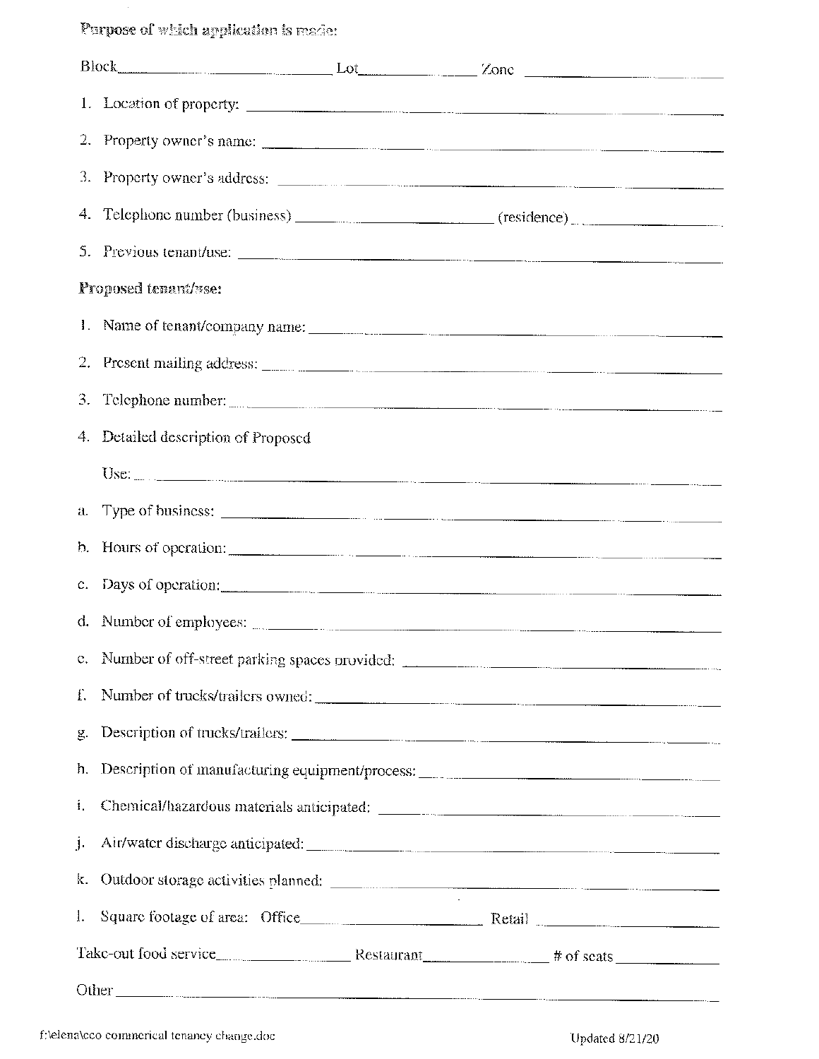**Purpose of which application is made:**

Block_______________________ Lot_____________ Zone _______________________

1. Location of property: ___________________________________________________

2. Property owner's name: _________________________________________________

3. Property owner's address: _______________________________________________

4. Telephone number (business) _____________________ (residence) ______________

5. Previous tenant/use: ____________________________________________________

**Proposed tenant/use:**

1. Name of tenant/company name: ___________________________________________

2. Present mailing address: _________________________________________________

3. Telephone number: _____________________________________________________

4. Detailed description of Proposed

   Use: ____________________________________________________________

a. Type of business: ______________________________________________________

b. Hours of operation: ____________________________________________________

c. Days of operation: _____________________________________________________

d. Number of employees: ___________________________________________________

e. Number of off-street parking spaces provided: ______________________________

f. Number of trucks/trailers owned: __________________________________________

g. Description of trucks/trailers: ____________________________________________

h. Description of manufacturing equipment/process: ____________________________

i. Chemical/hazardous materials anticipated: __________________________________

j. Air/water discharge anticipated: ___________________________________________

k. Outdoor storage activities planned: _________________________________________

l. Square footage of area: Office_____________________ Retail _________________

Take-out food service_______________ Restaurant_____________ # of seats ___________

Other_________________________________________________________________

f:\elena\cco commerical tenancy change.doc Updated 8/21/20